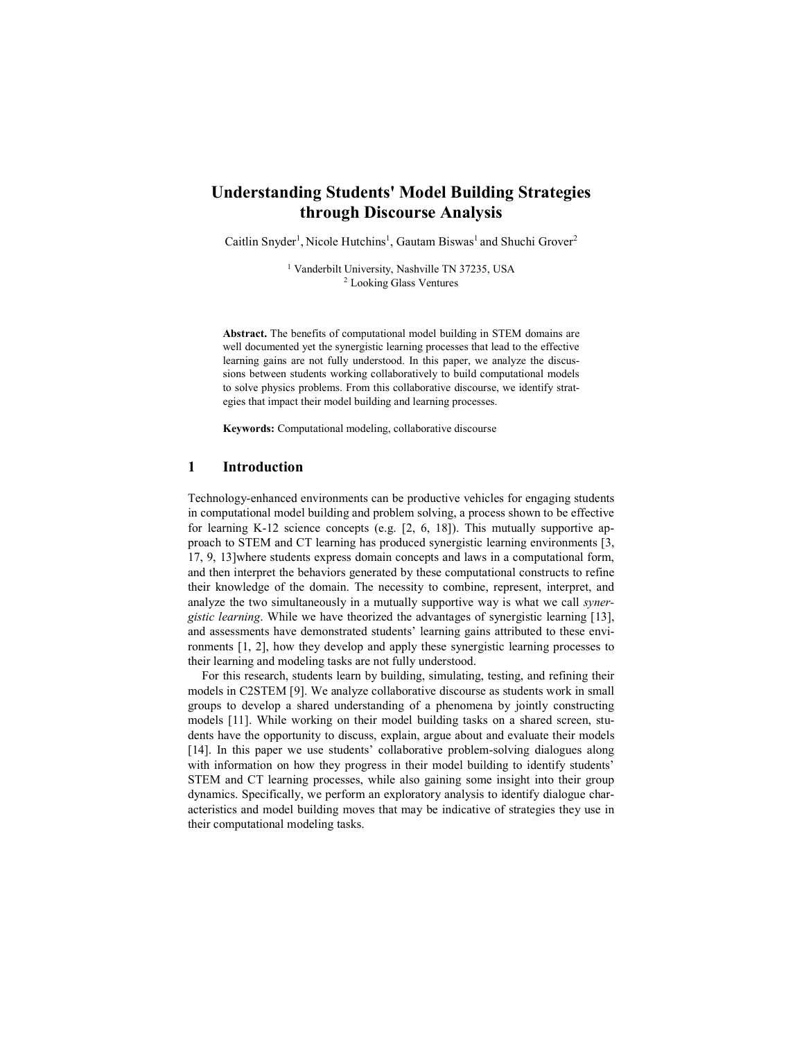# Understanding Students' Model Building Strategies through Discourse Analysis

Caitlin Snyder[1], Nicole Hutchins[1], Gautam Biswas[1] and Shuchi Grover[2]

[1] Vanderbilt University, Nashville TN 37235, USA
[2] Looking Glass Ventures

**Abstract.** The benefits of computational model building in STEM domains are well documented yet the synergistic learning processes that lead to the effective learning gains are not fully understood. In this paper, we analyze the discussions between students working collaboratively to build computational models to solve physics problems. From this collaborative discourse, we identify strategies that impact their model building and learning processes.

**Keywords:** Computational modeling, collaborative discourse

## 1 Introduction

Technology-enhanced environments can be productive vehicles for engaging students in computational model building and problem solving, a process shown to be effective for learning K-12 science concepts (e.g. [2, 6, 18]). This mutually supportive approach to STEM and CT learning has produced synergistic learning environments [3, 17, 9, 13]where students express domain concepts and laws in a computational form, and then interpret the behaviors generated by these computational constructs to refine their knowledge of the domain. The necessity to combine, represent, interpret, and analyze the two simultaneously in a mutually supportive way is what we call *synergistic learning*. While we have theorized the advantages of synergistic learning [13], and assessments have demonstrated students' learning gains attributed to these environments [1, 2], how they develop and apply these synergistic learning processes to their learning and modeling tasks are not fully understood.

For this research, students learn by building, simulating, testing, and refining their models in C2STEM [9]. We analyze collaborative discourse as students work in small groups to develop a shared understanding of a phenomena by jointly constructing models [11]. While working on their model building tasks on a shared screen, students have the opportunity to discuss, explain, argue about and evaluate their models [14]. In this paper we use students' collaborative problem-solving dialogues along with information on how they progress in their model building to identify students' STEM and CT learning processes, while also gaining some insight into their group dynamics. Specifically, we perform an exploratory analysis to identify dialogue characteristics and model building moves that may be indicative of strategies they use in their computational modeling tasks.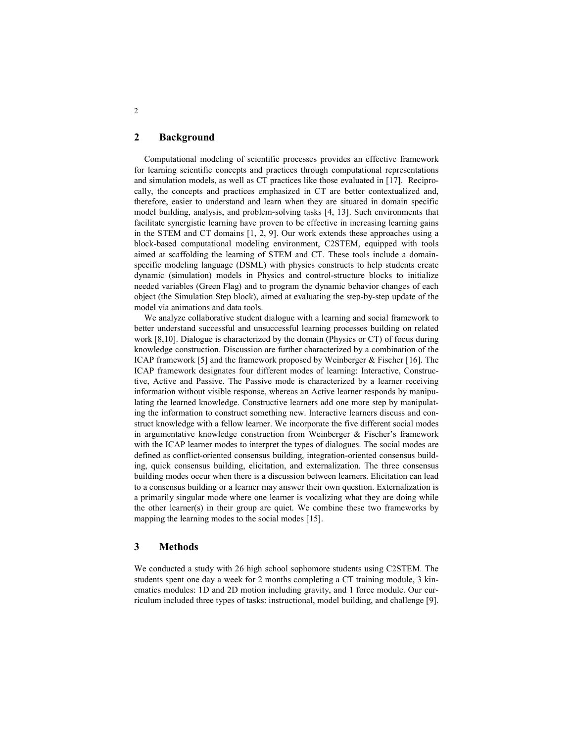## 2 Background

Computational modeling of scientific processes provides an effective framework for learning scientific concepts and practices through computational representations and simulation models, as well as CT practices like those evaluated in [17]. Reciprocally, the concepts and practices emphasized in CT are better contextualized and, therefore, easier to understand and learn when they are situated in domain specific model building, analysis, and problem-solving tasks [4, 13]. Such environments that facilitate synergistic learning have proven to be effective in increasing learning gains in the STEM and CT domains [1, 2, 9]. Our work extends these approaches using a block-based computational modeling environment, C2STEM, equipped with tools aimed at scaffolding the learning of STEM and CT. These tools include a domain-specific modeling language (DSML) with physics constructs to help students create dynamic (simulation) models in Physics and control-structure blocks to initialize needed variables (Green Flag) and to program the dynamic behavior changes of each object (the Simulation Step block), aimed at evaluating the step-by-step update of the model via animations and data tools.

We analyze collaborative student dialogue with a learning and social framework to better understand successful and unsuccessful learning processes building on related work [8,10]. Dialogue is characterized by the domain (Physics or CT) of focus during knowledge construction. Discussion are further characterized by a combination of the ICAP framework [5] and the framework proposed by Weinberger & Fischer [16]. The ICAP framework designates four different modes of learning: Interactive, Constructive, Active and Passive. The Passive mode is characterized by a learner receiving information without visible response, whereas an Active learner responds by manipulating the learned knowledge. Constructive learners add one more step by manipulating the information to construct something new. Interactive learners discuss and construct knowledge with a fellow learner. We incorporate the five different social modes in argumentative knowledge construction from Weinberger & Fischer's framework with the ICAP learner modes to interpret the types of dialogues. The social modes are defined as conflict-oriented consensus building, integration-oriented consensus building, quick consensus building, elicitation, and externalization. The three consensus building modes occur when there is a discussion between learners. Elicitation can lead to a consensus building or a learner may answer their own question. Externalization is a primarily singular mode where one learner is vocalizing what they are doing while the other learner(s) in their group are quiet. We combine these two frameworks by mapping the learning modes to the social modes [15].

## 3 Methods

We conducted a study with 26 high school sophomore students using C2STEM. The students spent one day a week for 2 months completing a CT training module, 3 kinematics modules: 1D and 2D motion including gravity, and 1 force module. Our curriculum included three types of tasks: instructional, model building, and challenge [9].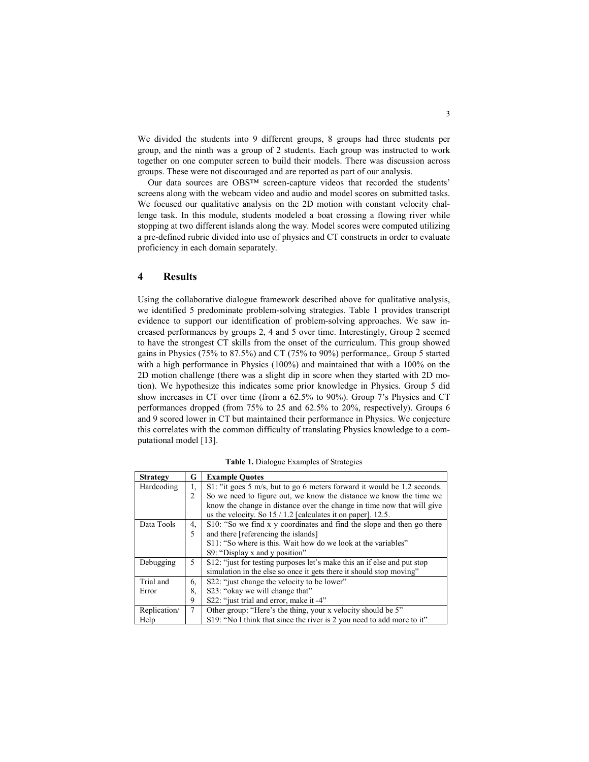We divided the students into 9 different groups, 8 groups had three students per group, and the ninth was a group of 2 students. Each group was instructed to work together on one computer screen to build their models. There was discussion across groups. These were not discouraged and are reported as part of our analysis.

Our data sources are OBS™ screen-capture videos that recorded the students' screens along with the webcam video and audio and model scores on submitted tasks. We focused our qualitative analysis on the 2D motion with constant velocity challenge task. In this module, students modeled a boat crossing a flowing river while stopping at two different islands along the way. Model scores were computed utilizing a pre-defined rubric divided into use of physics and CT constructs in order to evaluate proficiency in each domain separately.

## 4 Results

Using the collaborative dialogue framework described above for qualitative analysis, we identified 5 predominate problem-solving strategies. Table 1 provides transcript evidence to support our identification of problem-solving approaches. We saw increased performances by groups 2, 4 and 5 over time. Interestingly, Group 2 seemed to have the strongest CT skills from the onset of the curriculum. This group showed gains in Physics (75% to 87.5%) and CT (75% to 90%) performance,. Group 5 started with a high performance in Physics (100%) and maintained that with a 100% on the 2D motion challenge (there was a slight dip in score when they started with 2D motion). We hypothesize this indicates some prior knowledge in Physics. Group 5 did show increases in CT over time (from a 62.5% to 90%). Group 7's Physics and CT performances dropped (from 75% to 25 and 62.5% to 20%, respectively). Groups 6 and 9 scored lower in CT but maintained their performance in Physics. We conjecture this correlates with the common difficulty of translating Physics knowledge to a computational model [13].

**Table 1.** Dialogue Examples of Strategies

| Strategy | G | Example Quotes |
|---|---|---|
| Hardcoding | 1, 2 | S1: "it goes 5 m/s, but to go 6 meters forward it would be 1.2 seconds. So we need to figure out, we know the distance we know the time we know the change in distance over the change in time now that will give us the velocity. So 15 / 1.2 [calculates it on paper]. 12.5. |
| Data Tools | 4, 5 | S10: "So we find x y coordinates and find the slope and then go there and there [referencing the islands]<br>S11: "So where is this. Wait how do we look at the variables"<br>S9: "Display x and y position" |
| Debugging | 5 | S12: "just for testing purposes let's make this an if else and put stop simulation in the else so once it gets there it should stop moving" |
| Trial and Error | 6, 8, 9 | S22: "just change the velocity to be lower"<br>S23: "okay we will change that"<br>S22: "just trial and error, make it -4" |
| Replication/ Help | 7 | Other group: "Here's the thing, your x velocity should be 5"<br>S19: "No I think that since the river is 2 you need to add more to it" |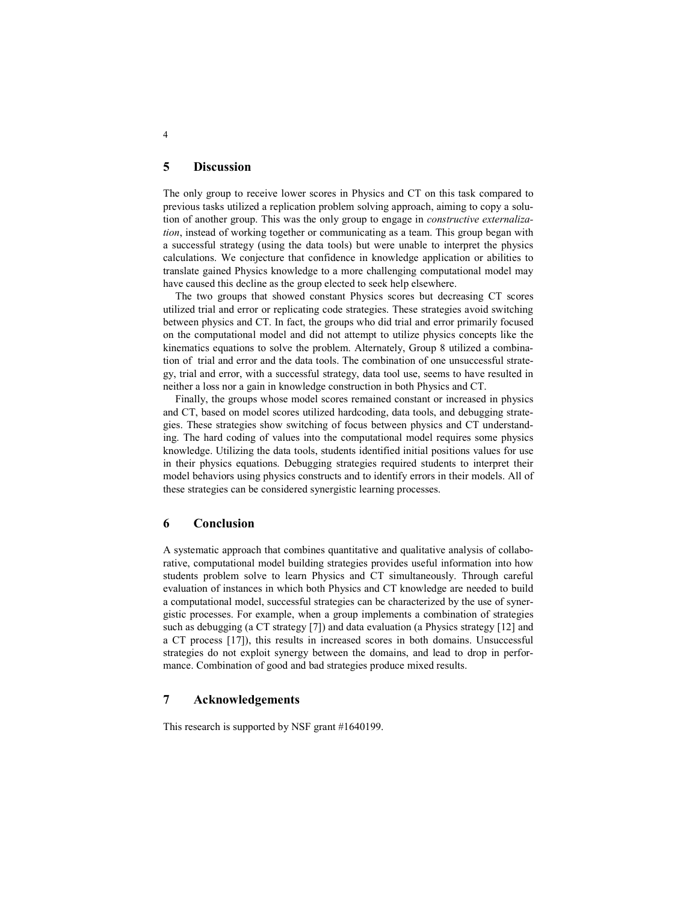## 5 Discussion

The only group to receive lower scores in Physics and CT on this task compared to previous tasks utilized a replication problem solving approach, aiming to copy a solution of another group. This was the only group to engage in *constructive externalization*, instead of working together or communicating as a team. This group began with a successful strategy (using the data tools) but were unable to interpret the physics calculations. We conjecture that confidence in knowledge application or abilities to translate gained Physics knowledge to a more challenging computational model may have caused this decline as the group elected to seek help elsewhere.

The two groups that showed constant Physics scores but decreasing CT scores utilized trial and error or replicating code strategies. These strategies avoid switching between physics and CT. In fact, the groups who did trial and error primarily focused on the computational model and did not attempt to utilize physics concepts like the kinematics equations to solve the problem. Alternately, Group 8 utilized a combination of trial and error and the data tools. The combination of one unsuccessful strategy, trial and error, with a successful strategy, data tool use, seems to have resulted in neither a loss nor a gain in knowledge construction in both Physics and CT.

Finally, the groups whose model scores remained constant or increased in physics and CT, based on model scores utilized hardcoding, data tools, and debugging strategies. These strategies show switching of focus between physics and CT understanding. The hard coding of values into the computational model requires some physics knowledge. Utilizing the data tools, students identified initial positions values for use in their physics equations. Debugging strategies required students to interpret their model behaviors using physics constructs and to identify errors in their models. All of these strategies can be considered synergistic learning processes.

## 6 Conclusion

A systematic approach that combines quantitative and qualitative analysis of collaborative, computational model building strategies provides useful information into how students problem solve to learn Physics and CT simultaneously. Through careful evaluation of instances in which both Physics and CT knowledge are needed to build a computational model, successful strategies can be characterized by the use of synergistic processes. For example, when a group implements a combination of strategies such as debugging (a CT strategy [7]) and data evaluation (a Physics strategy [12] and a CT process [17]), this results in increased scores in both domains. Unsuccessful strategies do not exploit synergy between the domains, and lead to drop in performance. Combination of good and bad strategies produce mixed results.

## 7 Acknowledgements

This research is supported by NSF grant #1640199.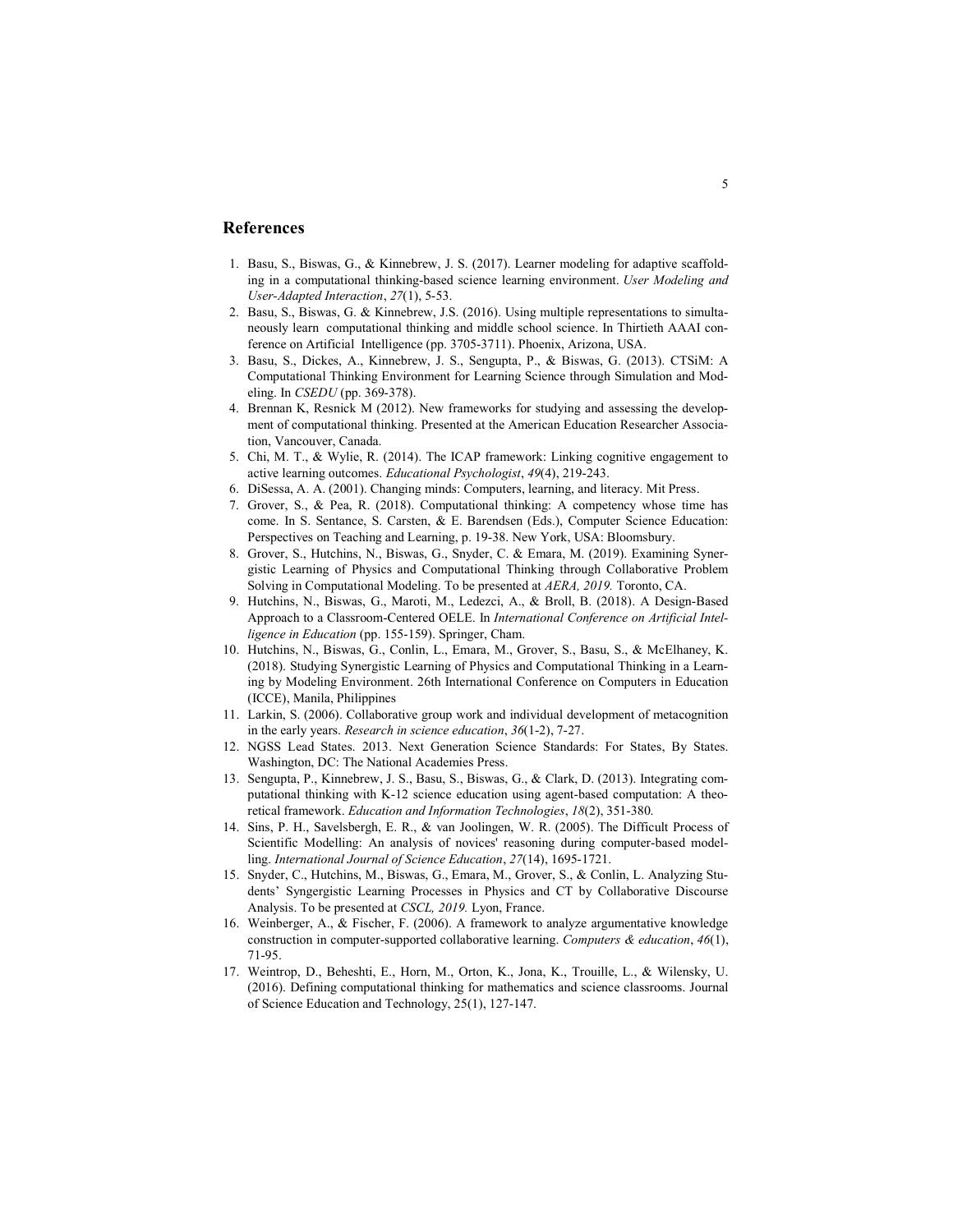## References

1. Basu, S., Biswas, G., & Kinnebrew, J. S. (2017). Learner modeling for adaptive scaffolding in a computational thinking-based science learning environment. *User Modeling and User-Adapted Interaction*, *27*(1), 5-53.
2. Basu, S., Biswas, G. & Kinnebrew, J.S. (2016). Using multiple representations to simultaneously learn computational thinking and middle school science. In Thirtieth AAAI conference on Artificial Intelligence (pp. 3705-3711). Phoenix, Arizona, USA.
3. Basu, S., Dickes, A., Kinnebrew, J. S., Sengupta, P., & Biswas, G. (2013). CTSiM: A Computational Thinking Environment for Learning Science through Simulation and Modeling. In *CSEDU* (pp. 369-378).
4. Brennan K, Resnick M (2012). New frameworks for studying and assessing the development of computational thinking. Presented at the American Education Researcher Association, Vancouver, Canada.
5. Chi, M. T., & Wylie, R. (2014). The ICAP framework: Linking cognitive engagement to active learning outcomes. *Educational Psychologist*, *49*(4), 219-243.
6. DiSessa, A. A. (2001). Changing minds: Computers, learning, and literacy. Mit Press.
7. Grover, S., & Pea, R. (2018). Computational thinking: A competency whose time has come. In S. Sentance, S. Carsten, & E. Barendsen (Eds.), Computer Science Education: Perspectives on Teaching and Learning, p. 19-38. New York, USA: Bloomsbury.
8. Grover, S., Hutchins, N., Biswas, G., Snyder, C. & Emara, M. (2019). Examining Synergistic Learning of Physics and Computational Thinking through Collaborative Problem Solving in Computational Modeling. To be presented at *AERA, 2019.* Toronto, CA.
9. Hutchins, N., Biswas, G., Maroti, M., Ledezci, A., & Broll, B. (2018). A Design-Based Approach to a Classroom-Centered OELE. In *International Conference on Artificial Intelligence in Education* (pp. 155-159). Springer, Cham.
10. Hutchins, N., Biswas, G., Conlin, L., Emara, M., Grover, S., Basu, S., & McElhaney, K. (2018). Studying Synergistic Learning of Physics and Computational Thinking in a Learning by Modeling Environment. 26th International Conference on Computers in Education (ICCE), Manila, Philippines
11. Larkin, S. (2006). Collaborative group work and individual development of metacognition in the early years. *Research in science education*, *36*(1-2), 7-27.
12. NGSS Lead States. 2013. Next Generation Science Standards: For States, By States. Washington, DC: The National Academies Press.
13. Sengupta, P., Kinnebrew, J. S., Basu, S., Biswas, G., & Clark, D. (2013). Integrating computational thinking with K-12 science education using agent-based computation: A theoretical framework. *Education and Information Technologies*, *18*(2), 351-380.
14. Sins, P. H., Savelsbergh, E. R., & van Joolingen, W. R. (2005). The Difficult Process of Scientific Modelling: An analysis of novices' reasoning during computer-based modelling. *International Journal of Science Education*, *27*(14), 1695-1721.
15. Snyder, C., Hutchins, M., Biswas, G., Emara, M., Grover, S., & Conlin, L. Analyzing Students' Syngergistic Learning Processes in Physics and CT by Collaborative Discourse Analysis. To be presented at *CSCL, 2019.* Lyon, France.
16. Weinberger, A., & Fischer, F. (2006). A framework to analyze argumentative knowledge construction in computer-supported collaborative learning. *Computers & education*, *46*(1), 71-95.
17. Weintrop, D., Beheshti, E., Horn, M., Orton, K., Jona, K., Trouille, L., & Wilensky, U. (2016). Defining computational thinking for mathematics and science classrooms. Journal of Science Education and Technology, 25(1), 127-147.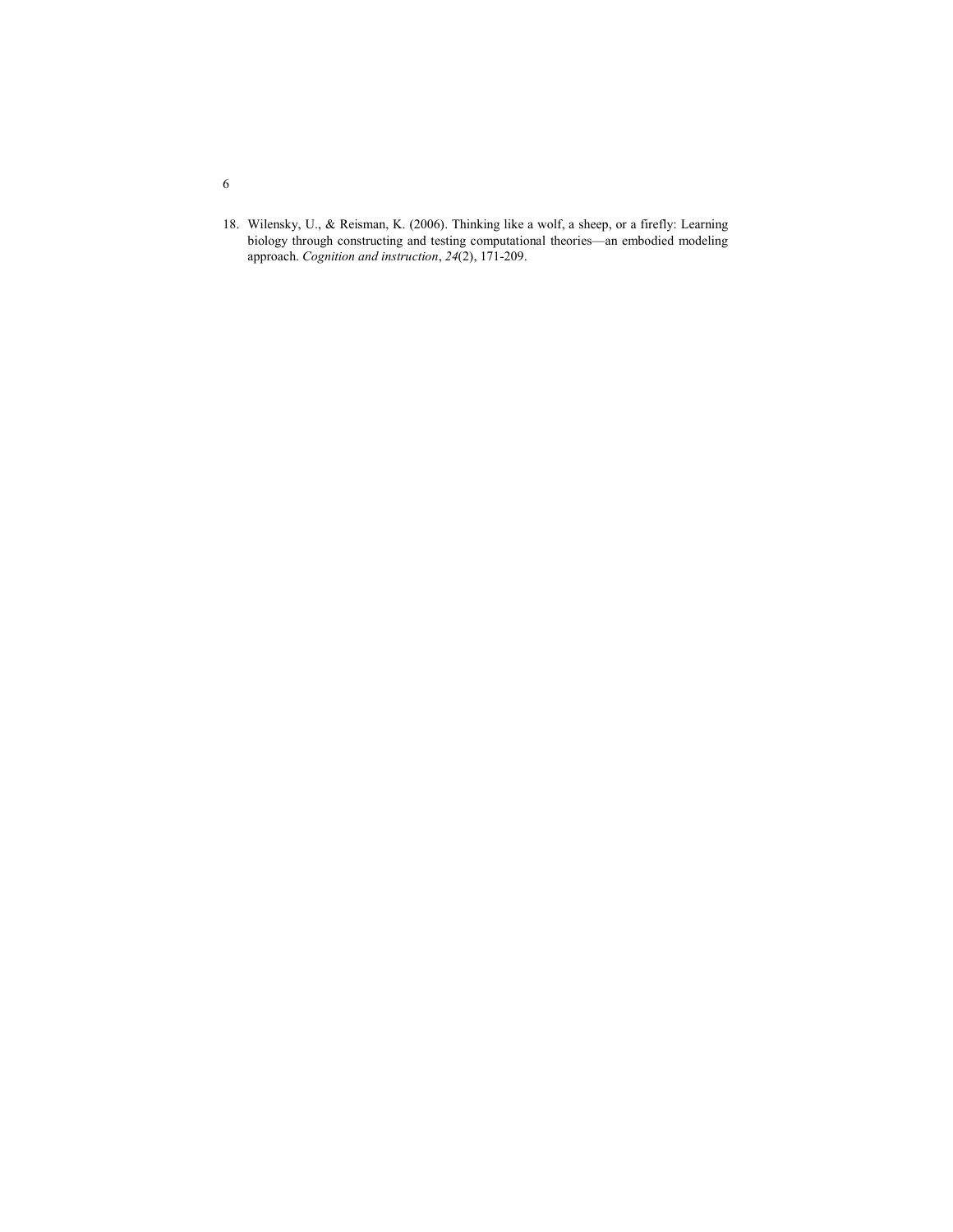18. Wilensky, U., & Reisman, K. (2006). Thinking like a wolf, a sheep, or a firefly: Learning biology through constructing and testing computational theories—an embodied modeling approach. *Cognition and instruction*, *24*(2), 171-209.